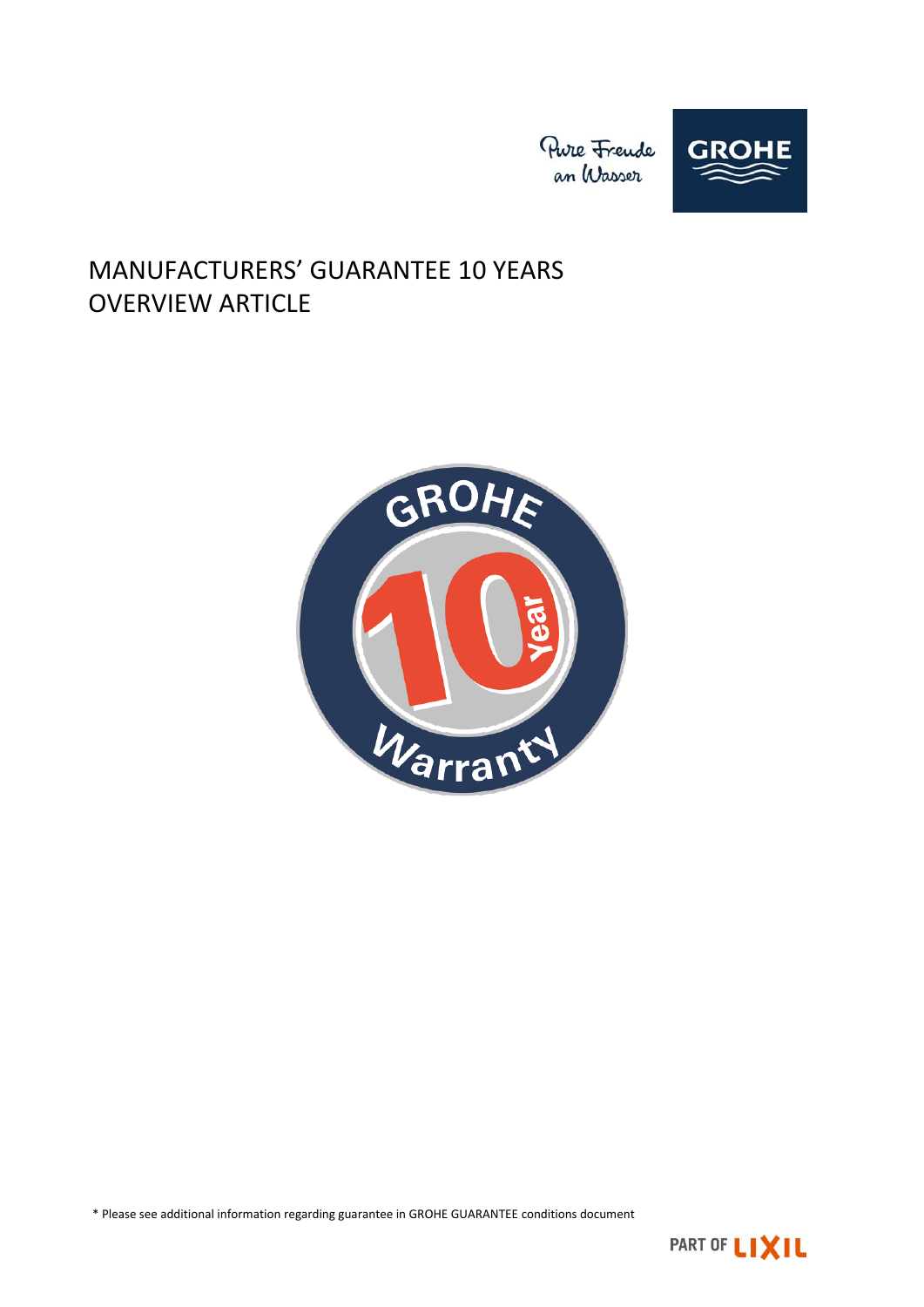# MANUFACTURERS' GUARANTEE 10 YEARS OVERVIEW ARTICLE

* Please see additional information regarding guarantee in GROHE GUARANTEE conditions document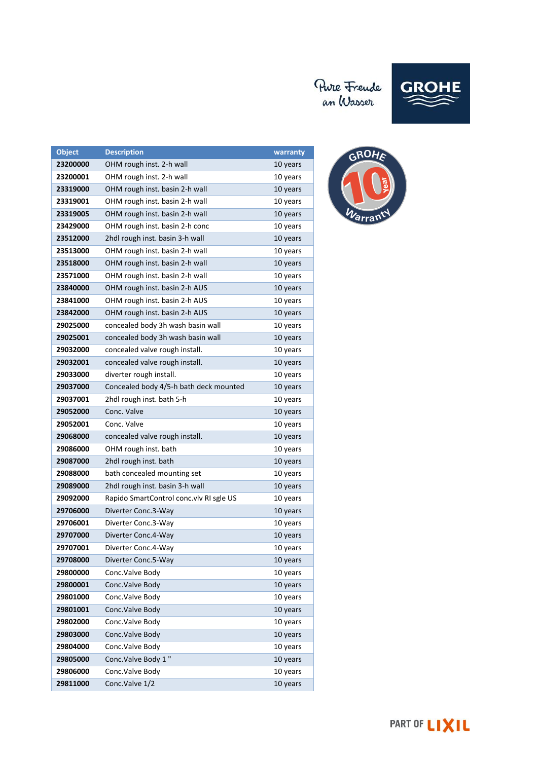| Object | Description | warranty |
|---|---|---|
| 23200000 | OHM rough inst. 2-h wall | 10 years |
| 23200001 | OHM rough inst. 2-h wall | 10 years |
| 23319000 | OHM rough inst. basin 2-h wall | 10 years |
| 23319001 | OHM rough inst. basin 2-h wall | 10 years |
| 23319005 | OHM rough inst. basin 2-h wall | 10 years |
| 23429000 | OHM rough inst. basin 2-h conc | 10 years |
| 23512000 | 2hdl rough inst. basin 3-h wall | 10 years |
| 23513000 | OHM rough inst. basin 2-h wall | 10 years |
| 23518000 | OHM rough inst. basin 2-h wall | 10 years |
| 23571000 | OHM rough inst. basin 2-h wall | 10 years |
| 23840000 | OHM rough inst. basin 2-h AUS | 10 years |
| 23841000 | OHM rough inst. basin 2-h AUS | 10 years |
| 23842000 | OHM rough inst. basin 2-h AUS | 10 years |
| 29025000 | concealed body 3h wash basin wall | 10 years |
| 29025001 | concealed body 3h wash basin wall | 10 years |
| 29032000 | concealed valve rough install. | 10 years |
| 29032001 | concealed valve rough install. | 10 years |
| 29033000 | diverter rough install. | 10 years |
| 29037000 | Concealed body 4/5-h bath deck mounted | 10 years |
| 29037001 | 2hdl rough inst. bath 5-h | 10 years |
| 29052000 | Conc. Valve | 10 years |
| 29052001 | Conc. Valve | 10 years |
| 29068000 | concealed valve rough install. | 10 years |
| 29086000 | OHM rough inst. bath | 10 years |
| 29087000 | 2hdl rough inst. bath | 10 years |
| 29088000 | bath concealed mounting set | 10 years |
| 29089000 | 2hdl rough inst. basin 3-h wall | 10 years |
| 29092000 | Rapido SmartControl conc.vlv RI sgle US | 10 years |
| 29706000 | Diverter Conc.3-Way | 10 years |
| 29706001 | Diverter Conc.3-Way | 10 years |
| 29707000 | Diverter Conc.4-Way | 10 years |
| 29707001 | Diverter Conc.4-Way | 10 years |
| 29708000 | Diverter Conc.5-Way | 10 years |
| 29800000 | Conc.Valve Body | 10 years |
| 29800001 | Conc.Valve Body | 10 years |
| 29801000 | Conc.Valve Body | 10 years |
| 29801001 | Conc.Valve Body | 10 years |
| 29802000 | Conc.Valve Body | 10 years |
| 29803000 | Conc.Valve Body | 10 years |
| 29804000 | Conc.Valve Body | 10 years |
| 29805000 | Conc.Valve Body 1 " | 10 years |
| 29806000 | Conc.Valve Body | 10 years |
| 29811000 | Conc.Valve 1/2 | 10 years |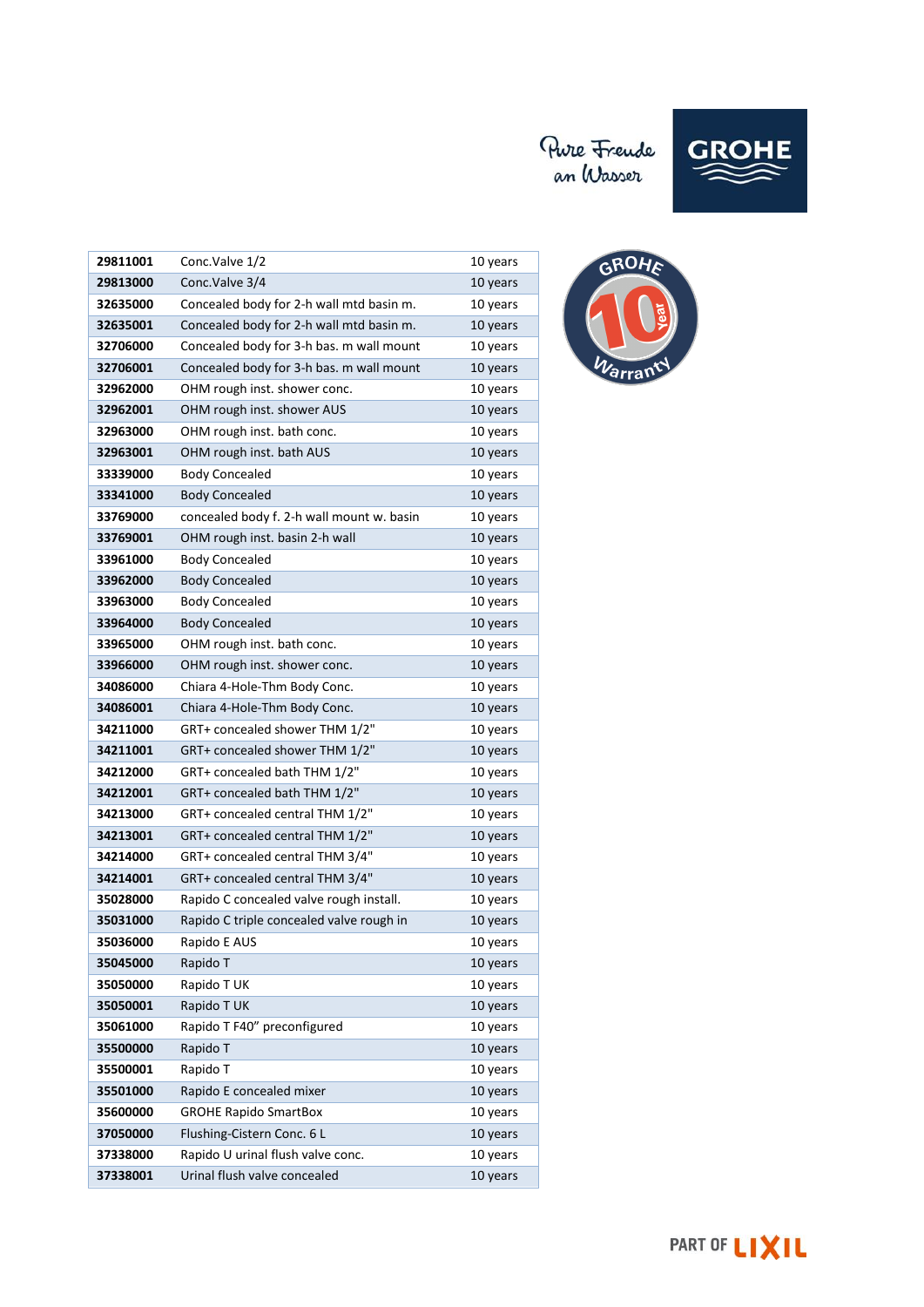| 29811001 | Conc.Valve 1/2 | 10 years |
|---|---|---|
| 29813000 | Conc.Valve 3/4 | 10 years |
| 32635000 | Concealed body for 2-h wall mtd basin m. | 10 years |
| 32635001 | Concealed body for 2-h wall mtd basin m. | 10 years |
| 32706000 | Concealed body for 3-h bas. m wall mount | 10 years |
| 32706001 | Concealed body for 3-h bas. m wall mount | 10 years |
| 32962000 | OHM rough inst. shower conc. | 10 years |
| 32962001 | OHM rough inst. shower AUS | 10 years |
| 32963000 | OHM rough inst. bath conc. | 10 years |
| 32963001 | OHM rough inst. bath AUS | 10 years |
| 33339000 | Body Concealed | 10 years |
| 33341000 | Body Concealed | 10 years |
| 33769000 | concealed body f. 2-h wall mount w. basin | 10 years |
| 33769001 | OHM rough inst. basin 2-h wall | 10 years |
| 33961000 | Body Concealed | 10 years |
| 33962000 | Body Concealed | 10 years |
| 33963000 | Body Concealed | 10 years |
| 33964000 | Body Concealed | 10 years |
| 33965000 | OHM rough inst. bath conc. | 10 years |
| 33966000 | OHM rough inst. shower conc. | 10 years |
| 34086000 | Chiara 4-Hole-Thm Body Conc. | 10 years |
| 34086001 | Chiara 4-Hole-Thm Body Conc. | 10 years |
| 34211000 | GRT+ concealed shower THM 1/2" | 10 years |
| 34211001 | GRT+ concealed shower THM 1/2" | 10 years |
| 34212000 | GRT+ concealed bath THM 1/2" | 10 years |
| 34212001 | GRT+ concealed bath THM 1/2" | 10 years |
| 34213000 | GRT+ concealed central THM 1/2" | 10 years |
| 34213001 | GRT+ concealed central THM 1/2" | 10 years |
| 34214000 | GRT+ concealed central THM 3/4" | 10 years |
| 34214001 | GRT+ concealed central THM 3/4" | 10 years |
| 35028000 | Rapido C concealed valve rough install. | 10 years |
| 35031000 | Rapido C triple concealed valve rough in | 10 years |
| 35036000 | Rapido E AUS | 10 years |
| 35045000 | Rapido T | 10 years |
| 35050000 | Rapido T UK | 10 years |
| 35050001 | Rapido T UK | 10 years |
| 35061000 | Rapido T F40" preconfigured | 10 years |
| 35500000 | Rapido T | 10 years |
| 35500001 | Rapido T | 10 years |
| 35501000 | Rapido E concealed mixer | 10 years |
| 35600000 | GROHE Rapido SmartBox | 10 years |
| 37050000 | Flushing-Cistern Conc. 6 L | 10 years |
| 37338000 | Rapido U urinal flush valve conc. | 10 years |
| 37338001 | Urinal flush valve concealed | 10 years |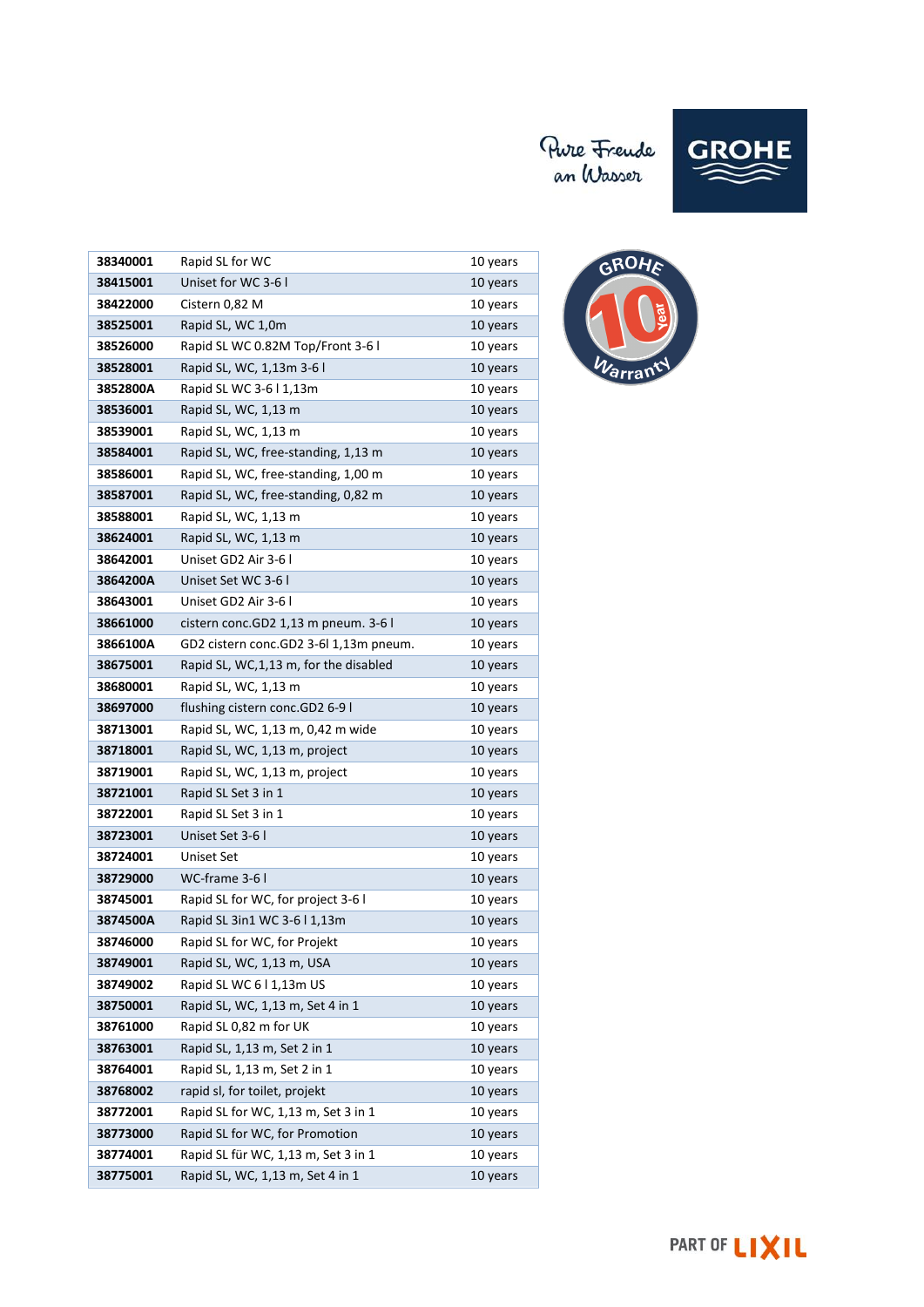| | | |
|---|---|---|
| **38340001** | Rapid SL for WC | 10 years |
| **38415001** | Uniset for WC 3-6 l | 10 years |
| **38422000** | Cistern 0,82 M | 10 years |
| **38525001** | Rapid SL, WC 1,0m | 10 years |
| **38526000** | Rapid SL WC 0.82M Top/Front 3-6 l | 10 years |
| **38528001** | Rapid SL, WC, 1,13m 3-6 l | 10 years |
| **3852800A** | Rapid SL WC 3-6 l 1,13m | 10 years |
| **38536001** | Rapid SL, WC, 1,13 m | 10 years |
| **38539001** | Rapid SL, WC, 1,13 m | 10 years |
| **38584001** | Rapid SL, WC, free-standing, 1,13 m | 10 years |
| **38586001** | Rapid SL, WC, free-standing, 1,00 m | 10 years |
| **38587001** | Rapid SL, WC, free-standing, 0,82 m | 10 years |
| **38588001** | Rapid SL, WC, 1,13 m | 10 years |
| **38624001** | Rapid SL, WC, 1,13 m | 10 years |
| **38642001** | Uniset GD2 Air 3-6 l | 10 years |
| **3864200A** | Uniset Set WC 3-6 l | 10 years |
| **38643001** | Uniset GD2 Air 3-6 l | 10 years |
| **38661000** | cistern conc.GD2 1,13 m pneum. 3-6 l | 10 years |
| **3866100A** | GD2 cistern conc.GD2 3-6l 1,13m pneum. | 10 years |
| **38675001** | Rapid SL, WC,1,13 m, for the disabled | 10 years |
| **38680001** | Rapid SL, WC, 1,13 m | 10 years |
| **38697000** | flushing cistern conc.GD2 6-9 l | 10 years |
| **38713001** | Rapid SL, WC, 1,13 m, 0,42 m wide | 10 years |
| **38718001** | Rapid SL, WC, 1,13 m, project | 10 years |
| **38719001** | Rapid SL, WC, 1,13 m, project | 10 years |
| **38721001** | Rapid SL Set 3 in 1 | 10 years |
| **38722001** | Rapid SL Set 3 in 1 | 10 years |
| **38723001** | Uniset Set 3-6 l | 10 years |
| **38724001** | Uniset Set | 10 years |
| **38729000** | WC-frame 3-6 l | 10 years |
| **38745001** | Rapid SL for WC, for project 3-6 l | 10 years |
| **3874500A** | Rapid SL 3in1 WC 3-6 l 1,13m | 10 years |
| **38746000** | Rapid SL for WC, for Projekt | 10 years |
| **38749001** | Rapid SL, WC, 1,13 m, USA | 10 years |
| **38749002** | Rapid SL WC 6 l 1,13m US | 10 years |
| **38750001** | Rapid SL, WC, 1,13 m, Set 4 in 1 | 10 years |
| **38761000** | Rapid SL 0,82 m for UK | 10 years |
| **38763001** | Rapid SL, 1,13 m, Set 2 in 1 | 10 years |
| **38764001** | Rapid SL, 1,13 m, Set 2 in 1 | 10 years |
| **38768002** | rapid sl, for toilet, projekt | 10 years |
| **38772001** | Rapid SL for WC, 1,13 m, Set 3 in 1 | 10 years |
| **38773000** | Rapid SL for WC, for Promotion | 10 years |
| **38774001** | Rapid SL für WC, 1,13 m, Set 3 in 1 | 10 years |
| **38775001** | Rapid SL, WC, 1,13 m, Set 4 in 1 | 10 years |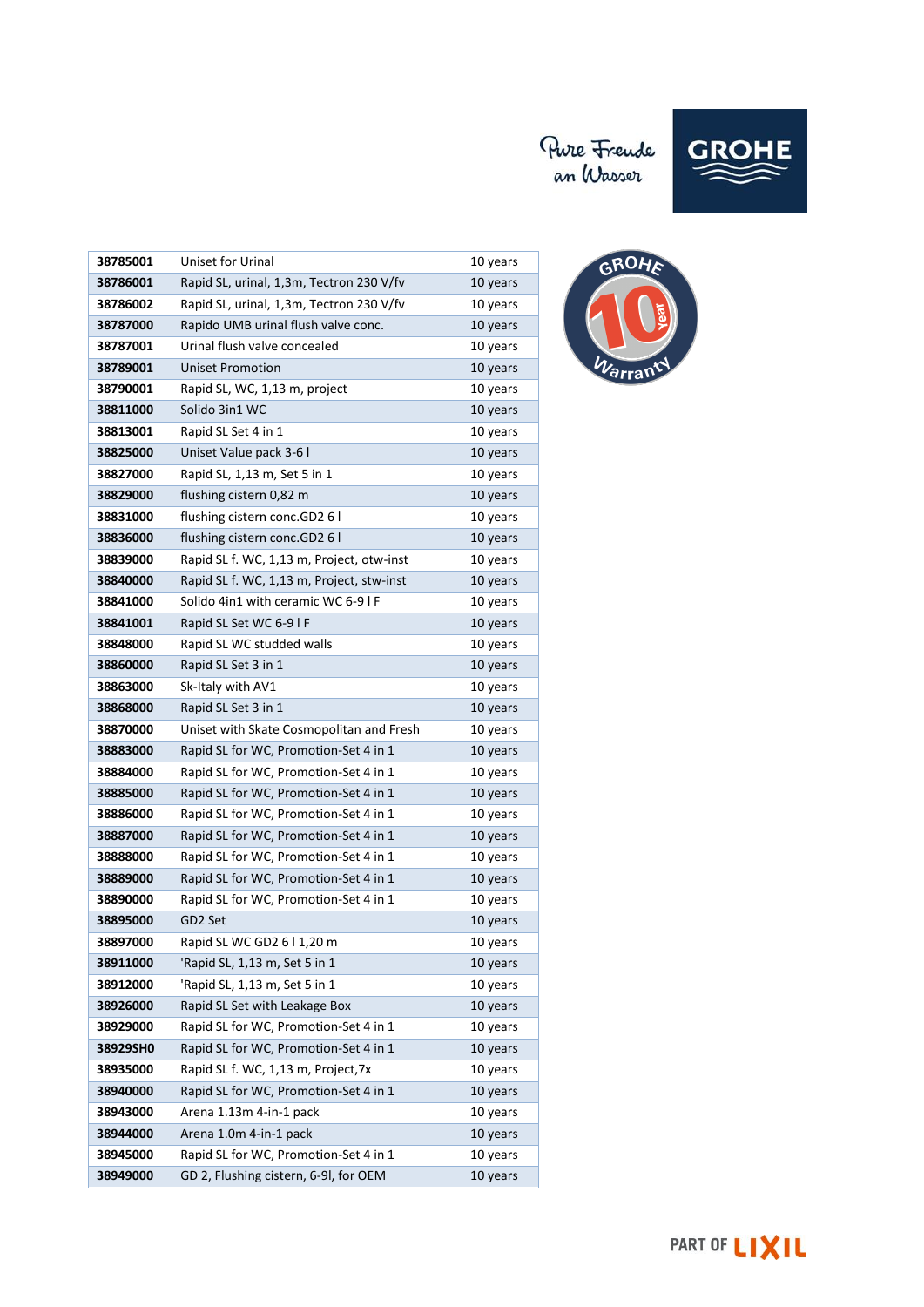| 38785001 | Uniset for Urinal | 10 years |
|---|---|---|
| 38786001 | Rapid SL, urinal, 1,3m, Tectron 230 V/fv | 10 years |
| 38786002 | Rapid SL, urinal, 1,3m, Tectron 230 V/fv | 10 years |
| 38787000 | Rapido UMB urinal flush valve conc. | 10 years |
| 38787001 | Urinal flush valve concealed | 10 years |
| 38789001 | Uniset Promotion | 10 years |
| 38790001 | Rapid SL, WC, 1,13 m, project | 10 years |
| 38811000 | Solido 3in1 WC | 10 years |
| 38813001 | Rapid SL Set 4 in 1 | 10 years |
| 38825000 | Uniset Value pack 3-6 l | 10 years |
| 38827000 | Rapid SL, 1,13 m, Set 5 in 1 | 10 years |
| 38829000 | flushing cistern 0,82 m | 10 years |
| 38831000 | flushing cistern conc.GD2 6 l | 10 years |
| 38836000 | flushing cistern conc.GD2 6 l | 10 years |
| 38839000 | Rapid SL f. WC, 1,13 m, Project, otw-inst | 10 years |
| 38840000 | Rapid SL f. WC, 1,13 m, Project, stw-inst | 10 years |
| 38841000 | Solido 4in1 with ceramic WC 6-9 l F | 10 years |
| 38841001 | Rapid SL Set WC 6-9 l F | 10 years |
| 38848000 | Rapid SL WC studded walls | 10 years |
| 38860000 | Rapid SL Set 3 in 1 | 10 years |
| 38863000 | Sk-Italy with AV1 | 10 years |
| 38868000 | Rapid SL Set 3 in 1 | 10 years |
| 38870000 | Uniset with Skate Cosmopolitan and Fresh | 10 years |
| 38883000 | Rapid SL for WC, Promotion-Set 4 in 1 | 10 years |
| 38884000 | Rapid SL for WC, Promotion-Set 4 in 1 | 10 years |
| 38885000 | Rapid SL for WC, Promotion-Set 4 in 1 | 10 years |
| 38886000 | Rapid SL for WC, Promotion-Set 4 in 1 | 10 years |
| 38887000 | Rapid SL for WC, Promotion-Set 4 in 1 | 10 years |
| 38888000 | Rapid SL for WC, Promotion-Set 4 in 1 | 10 years |
| 38889000 | Rapid SL for WC, Promotion-Set 4 in 1 | 10 years |
| 38890000 | Rapid SL for WC, Promotion-Set 4 in 1 | 10 years |
| 38895000 | GD2 Set | 10 years |
| 38897000 | Rapid SL WC GD2 6 l 1,20 m | 10 years |
| 38911000 | 'Rapid SL, 1,13 m, Set 5 in 1 | 10 years |
| 38912000 | 'Rapid SL, 1,13 m, Set 5 in 1 | 10 years |
| 38926000 | Rapid SL Set with Leakage Box | 10 years |
| 38929000 | Rapid SL for WC, Promotion-Set 4 in 1 | 10 years |
| 38929SH0 | Rapid SL for WC, Promotion-Set 4 in 1 | 10 years |
| 38935000 | Rapid SL f. WC, 1,13 m, Project,7x | 10 years |
| 38940000 | Rapid SL for WC, Promotion-Set 4 in 1 | 10 years |
| 38943000 | Arena 1.13m 4-in-1 pack | 10 years |
| 38944000 | Arena 1.0m 4-in-1 pack | 10 years |
| 38945000 | Rapid SL for WC, Promotion-Set 4 in 1 | 10 years |
| 38949000 | GD 2, Flushing cistern, 6-9l, for OEM | 10 years |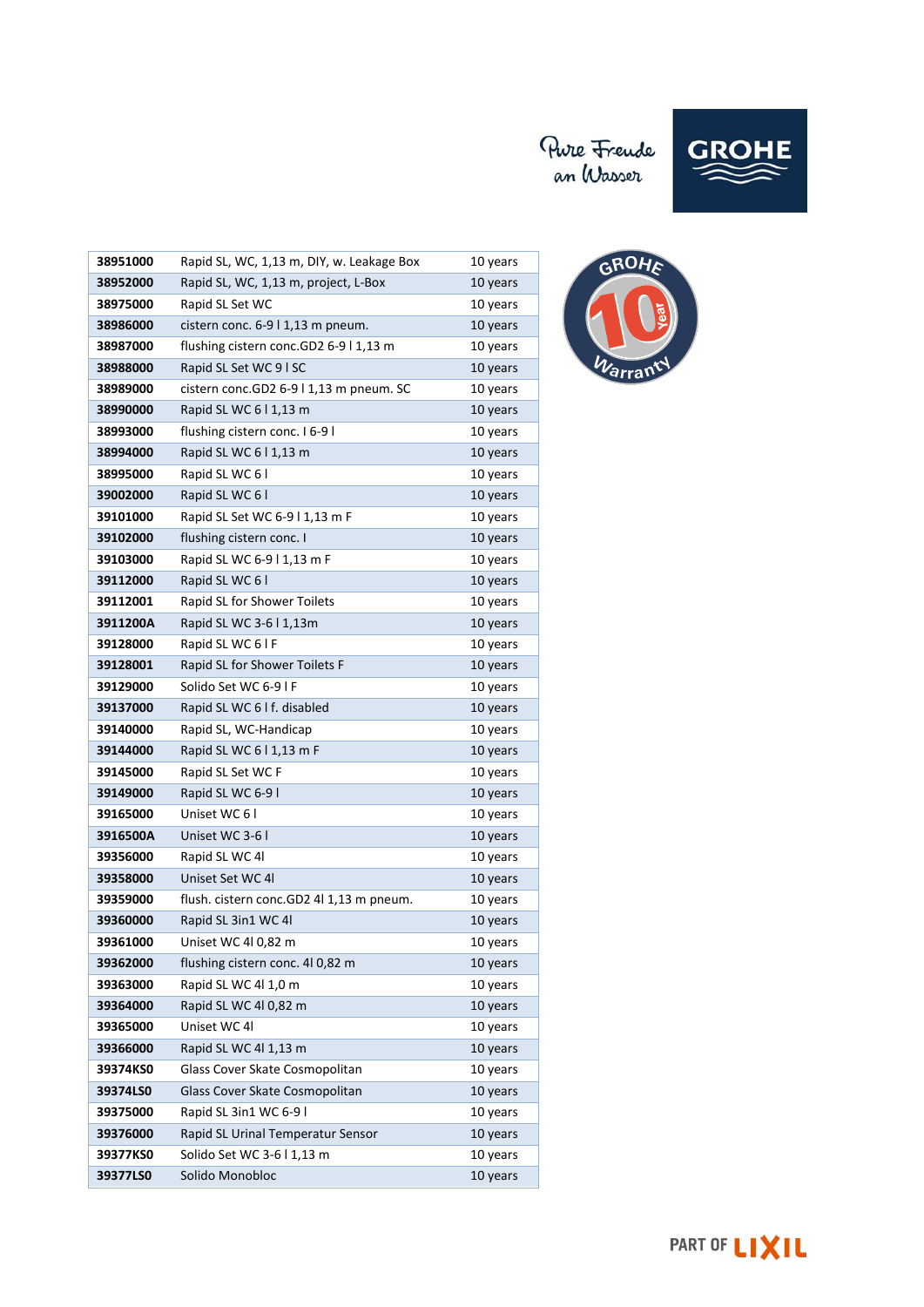| | | |
|---|---|---|
| **38951000** | Rapid SL, WC, 1,13 m, DIY, w. Leakage Box | 10 years |
| **38952000** | Rapid SL, WC, 1,13 m, project, L-Box | 10 years |
| **38975000** | Rapid SL Set WC | 10 years |
| **38986000** | cistern conc. 6-9 l 1,13 m pneum. | 10 years |
| **38987000** | flushing cistern conc.GD2 6-9 l 1,13 m | 10 years |
| **38988000** | Rapid SL Set WC 9 l SC | 10 years |
| **38989000** | cistern conc.GD2 6-9 l 1,13 m pneum. SC | 10 years |
| **38990000** | Rapid SL WC 6 l 1,13 m | 10 years |
| **38993000** | flushing cistern conc. l 6-9 l | 10 years |
| **38994000** | Rapid SL WC 6 l 1,13 m | 10 years |
| **38995000** | Rapid SL WC 6 l | 10 years |
| **39002000** | Rapid SL WC 6 l | 10 years |
| **39101000** | Rapid SL Set WC 6-9 l 1,13 m F | 10 years |
| **39102000** | flushing cistern conc. l | 10 years |
| **39103000** | Rapid SL WC 6-9 l 1,13 m F | 10 years |
| **39112000** | Rapid SL WC 6 l | 10 years |
| **39112001** | Rapid SL for Shower Toilets | 10 years |
| **3911200A** | Rapid SL WC 3-6 l 1,13m | 10 years |
| **39128000** | Rapid SL WC 6 l F | 10 years |
| **39128001** | Rapid SL for Shower Toilets F | 10 years |
| **39129000** | Solido Set WC 6-9 l F | 10 years |
| **39137000** | Rapid SL WC 6 l f. disabled | 10 years |
| **39140000** | Rapid SL, WC-Handicap | 10 years |
| **39144000** | Rapid SL WC 6 l 1,13 m F | 10 years |
| **39145000** | Rapid SL Set WC F | 10 years |
| **39149000** | Rapid SL WC 6-9 l | 10 years |
| **39165000** | Uniset WC 6 l | 10 years |
| **3916500A** | Uniset WC 3-6 l | 10 years |
| **39356000** | Rapid SL WC 4l | 10 years |
| **39358000** | Uniset Set WC 4l | 10 years |
| **39359000** | flush. cistern conc.GD2 4l 1,13 m pneum. | 10 years |
| **39360000** | Rapid SL 3in1 WC 4l | 10 years |
| **39361000** | Uniset WC 4l 0,82 m | 10 years |
| **39362000** | flushing cistern conc. 4l 0,82 m | 10 years |
| **39363000** | Rapid SL WC 4l 1,0 m | 10 years |
| **39364000** | Rapid SL WC 4l 0,82 m | 10 years |
| **39365000** | Uniset WC 4l | 10 years |
| **39366000** | Rapid SL WC 4l 1,13 m | 10 years |
| **39374KS0** | Glass Cover Skate Cosmopolitan | 10 years |
| **39374LS0** | Glass Cover Skate Cosmopolitan | 10 years |
| **39375000** | Rapid SL 3in1 WC 6-9 l | 10 years |
| **39376000** | Rapid SL Urinal Temperatur Sensor | 10 years |
| **39377KS0** | Solido Set WC 3-6 l 1,13 m | 10 years |
| **39377LS0** | Solido Monobloc | 10 years |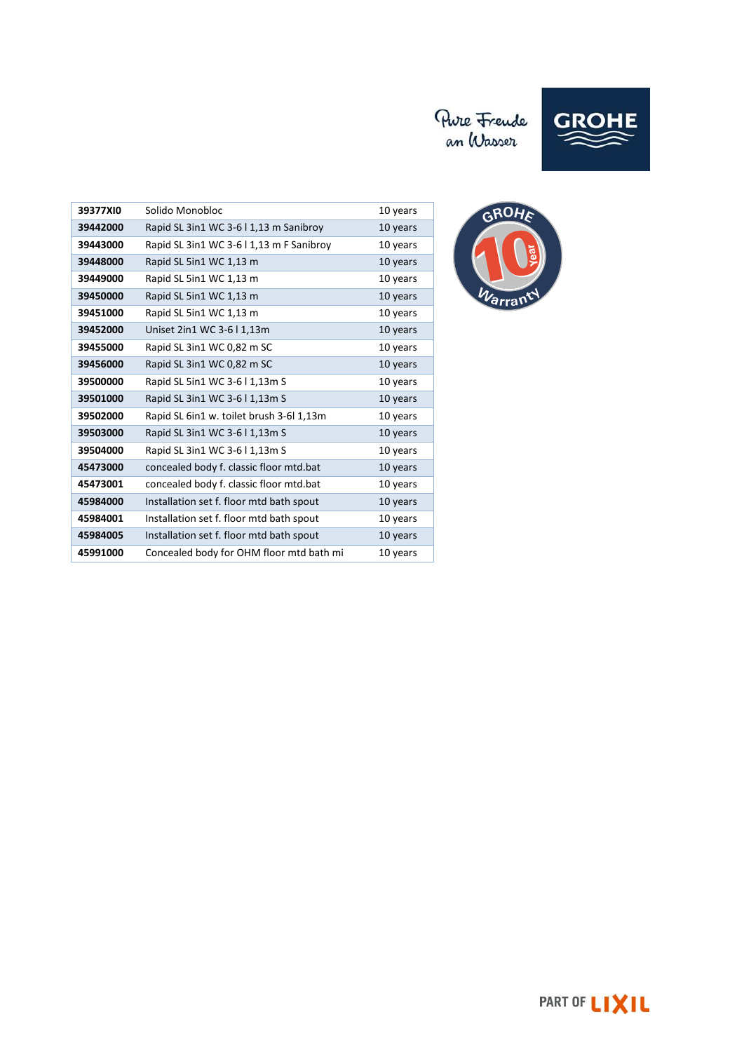| | | |
|---|---|---|
| **39377XI0** | Solido Monobloc | 10 years |
| **39442000** | Rapid SL 3in1 WC 3-6 l 1,13 m Sanibroy | 10 years |
| **39443000** | Rapid SL 3in1 WC 3-6 l 1,13 m F Sanibroy | 10 years |
| **39448000** | Rapid SL 5in1 WC 1,13 m | 10 years |
| **39449000** | Rapid SL 5in1 WC 1,13 m | 10 years |
| **39450000** | Rapid SL 5in1 WC 1,13 m | 10 years |
| **39451000** | Rapid SL 5in1 WC 1,13 m | 10 years |
| **39452000** | Uniset 2in1 WC 3-6 l 1,13m | 10 years |
| **39455000** | Rapid SL 3in1 WC 0,82 m SC | 10 years |
| **39456000** | Rapid SL 3in1 WC 0,82 m SC | 10 years |
| **39500000** | Rapid SL 5in1 WC 3-6 l 1,13m S | 10 years |
| **39501000** | Rapid SL 3in1 WC 3-6 l 1,13m S | 10 years |
| **39502000** | Rapid SL 6in1 w. toilet brush 3-6l 1,13m | 10 years |
| **39503000** | Rapid SL 3in1 WC 3-6 l 1,13m S | 10 years |
| **39504000** | Rapid SL 3in1 WC 3-6 l 1,13m S | 10 years |
| **45473000** | concealed body f. classic floor mtd.bat | 10 years |
| **45473001** | concealed body f. classic floor mtd.bat | 10 years |
| **45984000** | Installation set f. floor mtd bath spout | 10 years |
| **45984001** | Installation set f. floor mtd bath spout | 10 years |
| **45984005** | Installation set f. floor mtd bath spout | 10 years |
| **45991000** | Concealed body for OHM floor mtd bath mi | 10 years |